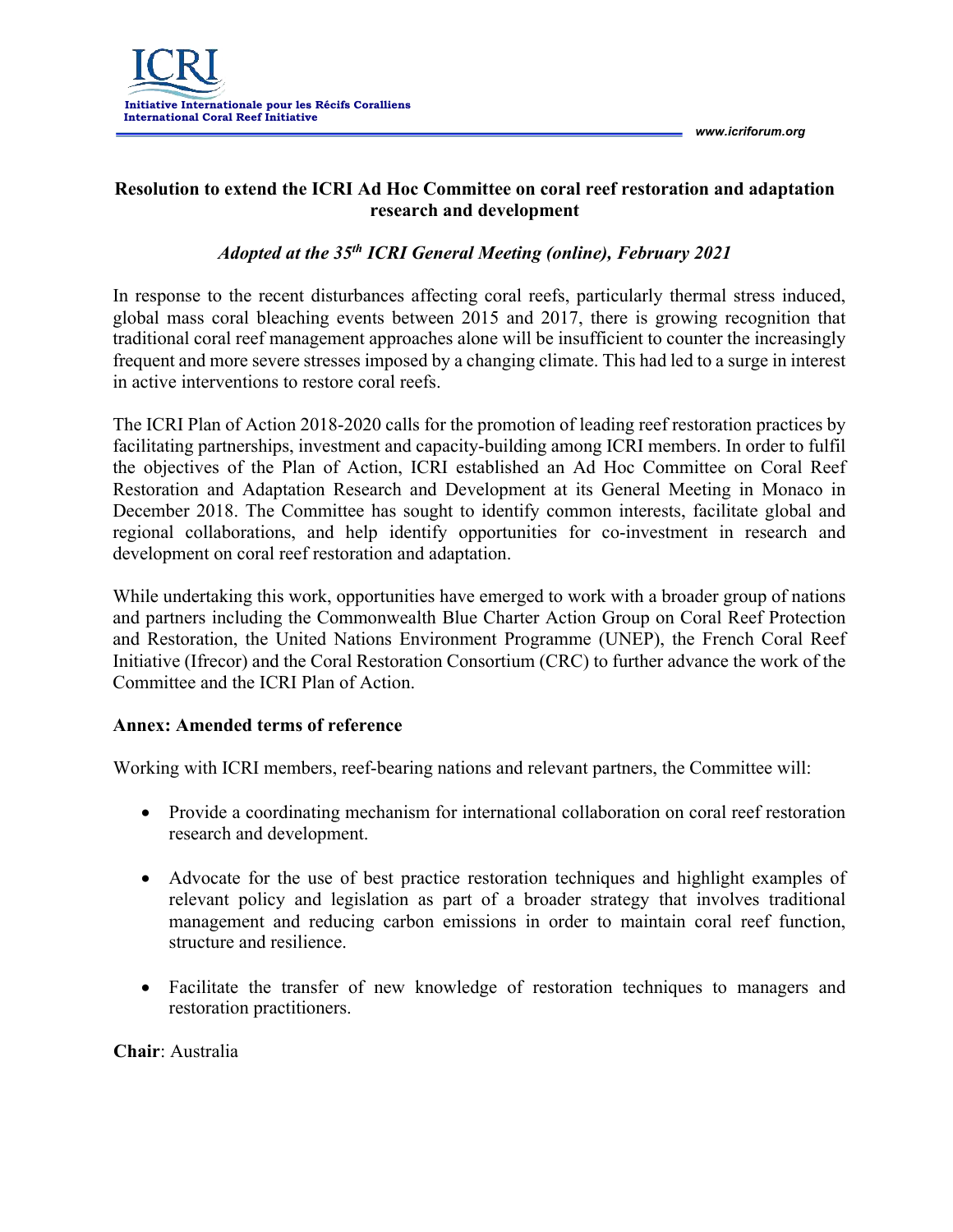# Resolution to extend the ICRI Ad Hoc Committee on coral reef restoration and adaptation research and development

*Adopted at the 35th ICRI General Meeting (online), February 2021*

In response to the recent disturbances affecting coral reefs, particularly thermal stress induced, global mass coral bleaching events between 2015 and 2017, there is growing recognition that traditional coral reef management approaches alone will be insufficient to counter the increasingly frequent and more severe stresses imposed by a changing climate. This had led to a surge in interest in active interventions to restore coral reefs.

The ICRI Plan of Action 2018-2020 calls for the promotion of leading reef restoration practices by facilitating partnerships, investment and capacity-building among ICRI members. In order to fulfil the objectives of the Plan of Action, ICRI established an Ad Hoc Committee on Coral Reef Restoration and Adaptation Research and Development at its General Meeting in Monaco in December 2018. The Committee has sought to identify common interests, facilitate global and regional collaborations, and help identify opportunities for co-investment in research and development on coral reef restoration and adaptation.

While undertaking this work, opportunities have emerged to work with a broader group of nations and partners including the Commonwealth Blue Charter Action Group on Coral Reef Protection and Restoration, the United Nations Environment Programme (UNEP), the French Coral Reef Initiative (Ifrecor) and the Coral Restoration Consortium (CRC) to further advance the work of the Committee and the ICRI Plan of Action.

## Annex: Amended terms of reference

Working with ICRI members, reef-bearing nations and relevant partners, the Committee will:

- Provide a coordinating mechanism for international collaboration on coral reef restoration research and development.
- Advocate for the use of best practice restoration techniques and highlight examples of relevant policy and legislation as part of a broader strategy that involves traditional management and reducing carbon emissions in order to maintain coral reef function, structure and resilience.
- Facilitate the transfer of new knowledge of restoration techniques to managers and restoration practitioners.

**Chair**: Australia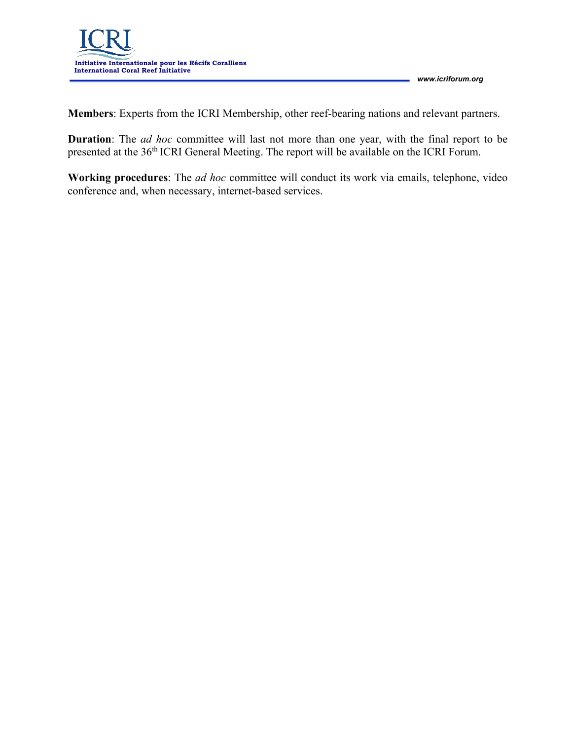**Members**: Experts from the ICRI Membership, other reef-bearing nations and relevant partners.

**Duration**: The *ad hoc* committee will last not more than one year, with the final report to be presented at the 36th ICRI General Meeting. The report will be available on the ICRI Forum.

**Working procedures**: The *ad hoc* committee will conduct its work via emails, telephone, video conference and, when necessary, internet-based services.